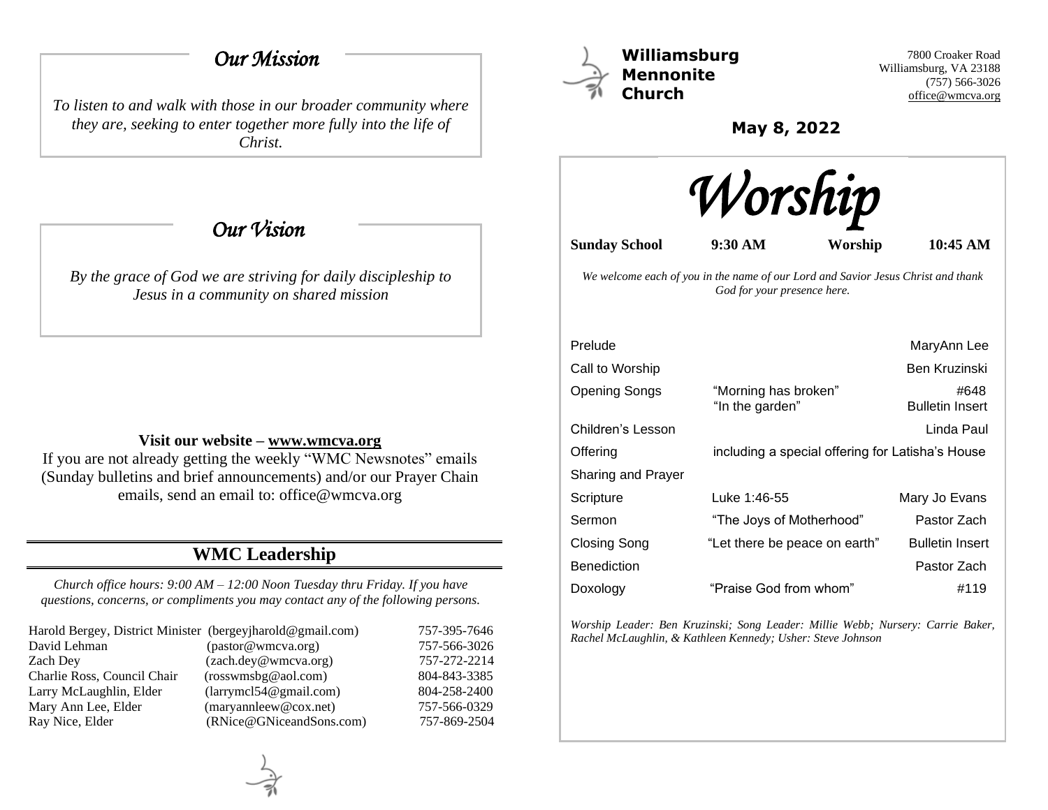## *Our Mission*

*To listen to and walk with those in our broader community where they are, seeking to enter together more fully into the life of Christ.*

## *Our Vision*

*By the grace of God we are striving for daily discipleship to Jesus in a community on shared mission*

**Visit our website – www.wmcva.org**

If you are not already getting the weekly "WMC Newsnotes" emails (Sunday bulletins and brief announcements) and/or our Prayer Chain emails, send an email to: office@wmcva.org

## WMC Leadership

*Church office hours: 9:00 AM – 12:00 Noon Tuesday thru Friday. If you have questions, concerns, or compliments you may contact any of the following persons.*

| | | |
|---|---|---|
| Harold Bergey, District Minister | (bergeyjharold@gmail.com) | 757-395-7646 |
| David Lehman | (pastor@wmcva.org) | 757-566-3026 |
| Zach Dey | (zach.dey@wmcva.org) | 757-272-2214 |
| Charlie Ross, Council Chair | (rosswmsbg@aol.com) | 804-843-3385 |
| Larry McLaughlin, Elder | (larrymcl54@gmail.com) | 804-258-2400 |
| Mary Ann Lee, Elder | (maryannleew@cox.net) | 757-566-0329 |
| Ray Nice, Elder | (RNice@GNiceandSons.com) | 757-869-2504 |

# Williamsburg Mennonite Church

7800 Croaker Road
Williamsburg, VA 23188
(757) 566-3026
office@wmcva.org

**May 8, 2022**

# *Worship*

**Sunday School 9:30 AM Worship 10:45 AM**

*We welcome each of you in the name of our Lord and Savior Jesus Christ and thank God for your presence here.*

| | | |
|---|---|---|
| Prelude | | MaryAnn Lee |
| Call to Worship | | Ben Kruzinski |
| Opening Songs | "Morning has broken"<br>"In the garden" | #648<br>Bulletin Insert |
| Children's Lesson | | Linda Paul |
| Offering | including a special offering for Latisha's House | |
| Sharing and Prayer | | |
| Scripture | Luke 1:46-55 | Mary Jo Evans |
| Sermon | "The Joys of Motherhood" | Pastor Zach |
| Closing Song | "Let there be peace on earth" | Bulletin Insert |
| Benediction | | Pastor Zach |
| Doxology | "Praise God from whom" | #119 |

*Worship Leader: Ben Kruzinski; Song Leader: Millie Webb; Nursery: Carrie Baker, Rachel McLaughlin, & Kathleen Kennedy; Usher: Steve Johnson*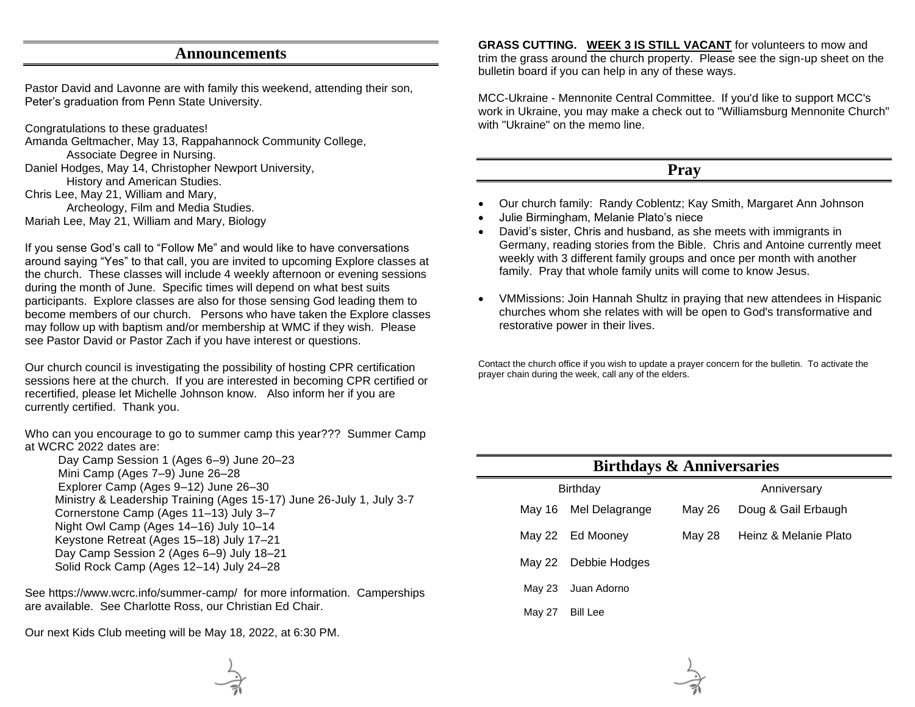## Announcements

Pastor David and Lavonne are with family this weekend, attending their son, Peter's graduation from Penn State University.

Congratulations to these graduates!
Amanda Geltmacher, May 13, Rappahannock Community College,
Associate Degree in Nursing.
Daniel Hodges, May 14, Christopher Newport University,
History and American Studies.
Chris Lee, May 21, William and Mary,
Archeology, Film and Media Studies.
Mariah Lee, May 21, William and Mary, Biology

If you sense God's call to "Follow Me" and would like to have conversations around saying "Yes" to that call, you are invited to upcoming Explore classes at the church. These classes will include 4 weekly afternoon or evening sessions during the month of June. Specific times will depend on what best suits participants. Explore classes are also for those sensing God leading them to become members of our church. Persons who have taken the Explore classes may follow up with baptism and/or membership at WMC if they wish. Please see Pastor David or Pastor Zach if you have interest or questions.

Our church council is investigating the possibility of hosting CPR certification sessions here at the church. If you are interested in becoming CPR certified or recertified, please let Michelle Johnson know. Also inform her if you are currently certified. Thank you.

Who can you encourage to go to summer camp this year??? Summer Camp at WCRC 2022 dates are:
Day Camp Session 1 (Ages 6–9) June 20–23
Mini Camp (Ages 7–9) June 26–28
Explorer Camp (Ages 9–12) June 26–30
Ministry & Leadership Training (Ages 15-17) June 26-July 1, July 3-7
Cornerstone Camp (Ages 11–13) July 3–7
Night Owl Camp (Ages 14–16) July 10–14
Keystone Retreat (Ages 15–18) July 17–21
Day Camp Session 2 (Ages 6–9) July 18–21
Solid Rock Camp (Ages 12–14) July 24–28

See https://www.wcrc.info/summer-camp/ for more information. Camperships are available. See Charlotte Ross, our Christian Ed Chair.

Our next Kids Club meeting will be May 18, 2022, at 6:30 PM.

**GRASS CUTTING. <u>WEEK 3 IS STILL VACANT</u>** for volunteers to mow and trim the grass around the church property. Please see the sign-up sheet on the bulletin board if you can help in any of these ways.

MCC-Ukraine - Mennonite Central Committee. If you'd like to support MCC's work in Ukraine, you may make a check out to "Williamsburg Mennonite Church" with "Ukraine" on the memo line.

## Pray

- Our church family: Randy Coblentz; Kay Smith, Margaret Ann Johnson
- Julie Birmingham, Melanie Plato's niece
- David's sister, Chris and husband, as she meets with immigrants in Germany, reading stories from the Bible. Chris and Antoine currently meet weekly with 3 different family groups and once per month with another family. Pray that whole family units will come to know Jesus.
- VMMissions: Join Hannah Shultz in praying that new attendees in Hispanic churches whom she relates with will be open to God's transformative and restorative power in their lives.

Contact the church office if you wish to update a prayer concern for the bulletin. To activate the prayer chain during the week, call any of the elders.

## Birthdays & Anniversaries

| Birthday | | Anniversary | |
|---|---|---|---|
| May 16 | Mel Delagrange | May 26 | Doug & Gail Erbaugh |
| May 22 | Ed Mooney | May 28 | Heinz & Melanie Plato |
| May 22 | Debbie Hodges | | |
| May 23 | Juan Adorno | | |
| May 27 | Bill Lee | | |